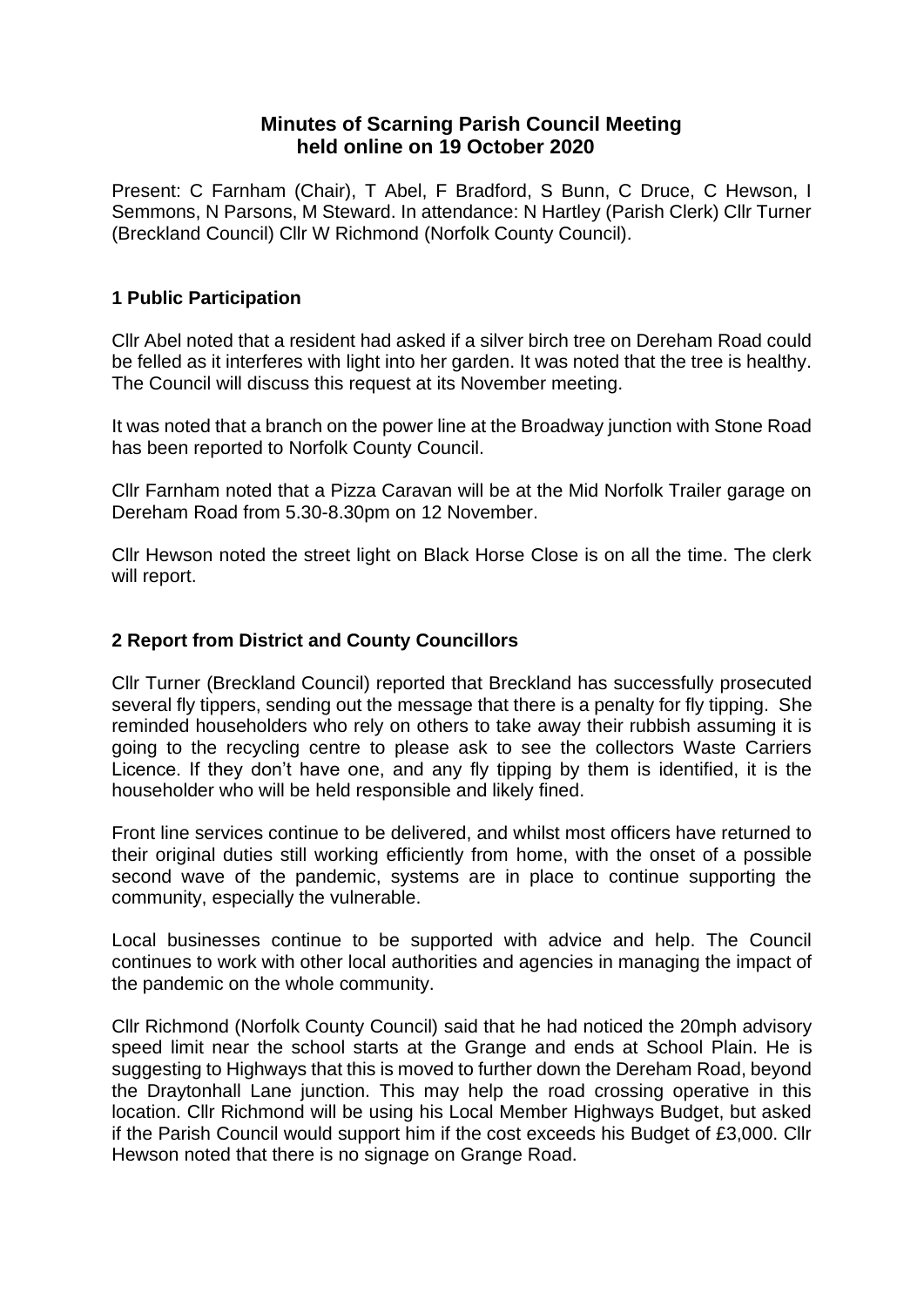# Minutes of Scarning Parish Council Meeting held online on 19 October 2020

Present: C Farnham (Chair), T Abel, F Bradford, S Bunn, C Druce, C Hewson, I Semmons, N Parsons, M Steward. In attendance: N Hartley (Parish Clerk) Cllr Turner (Breckland Council) Cllr W Richmond (Norfolk County Council).

## 1 Public Participation

Cllr Abel noted that a resident had asked if a silver birch tree on Dereham Road could be felled as it interferes with light into her garden. It was noted that the tree is healthy. The Council will discuss this request at its November meeting.

It was noted that a branch on the power line at the Broadway junction with Stone Road has been reported to Norfolk County Council.

Cllr Farnham noted that a Pizza Caravan will be at the Mid Norfolk Trailer garage on Dereham Road from 5.30-8.30pm on 12 November.

Cllr Hewson noted the street light on Black Horse Close is on all the time. The clerk will report.

## 2 Report from District and County Councillors

Cllr Turner (Breckland Council) reported that Breckland has successfully prosecuted several fly tippers, sending out the message that there is a penalty for fly tipping. She reminded householders who rely on others to take away their rubbish assuming it is going to the recycling centre to please ask to see the collectors Waste Carriers Licence. If they don't have one, and any fly tipping by them is identified, it is the householder who will be held responsible and likely fined.

Front line services continue to be delivered, and whilst most officers have returned to their original duties still working efficiently from home, with the onset of a possible second wave of the pandemic, systems are in place to continue supporting the community, especially the vulnerable.

Local businesses continue to be supported with advice and help. The Council continues to work with other local authorities and agencies in managing the impact of the pandemic on the whole community.

Cllr Richmond (Norfolk County Council) said that he had noticed the 20mph advisory speed limit near the school starts at the Grange and ends at School Plain. He is suggesting to Highways that this is moved to further down the Dereham Road, beyond the Draytonhall Lane junction. This may help the road crossing operative in this location. Cllr Richmond will be using his Local Member Highways Budget, but asked if the Parish Council would support him if the cost exceeds his Budget of £3,000. Cllr Hewson noted that there is no signage on Grange Road.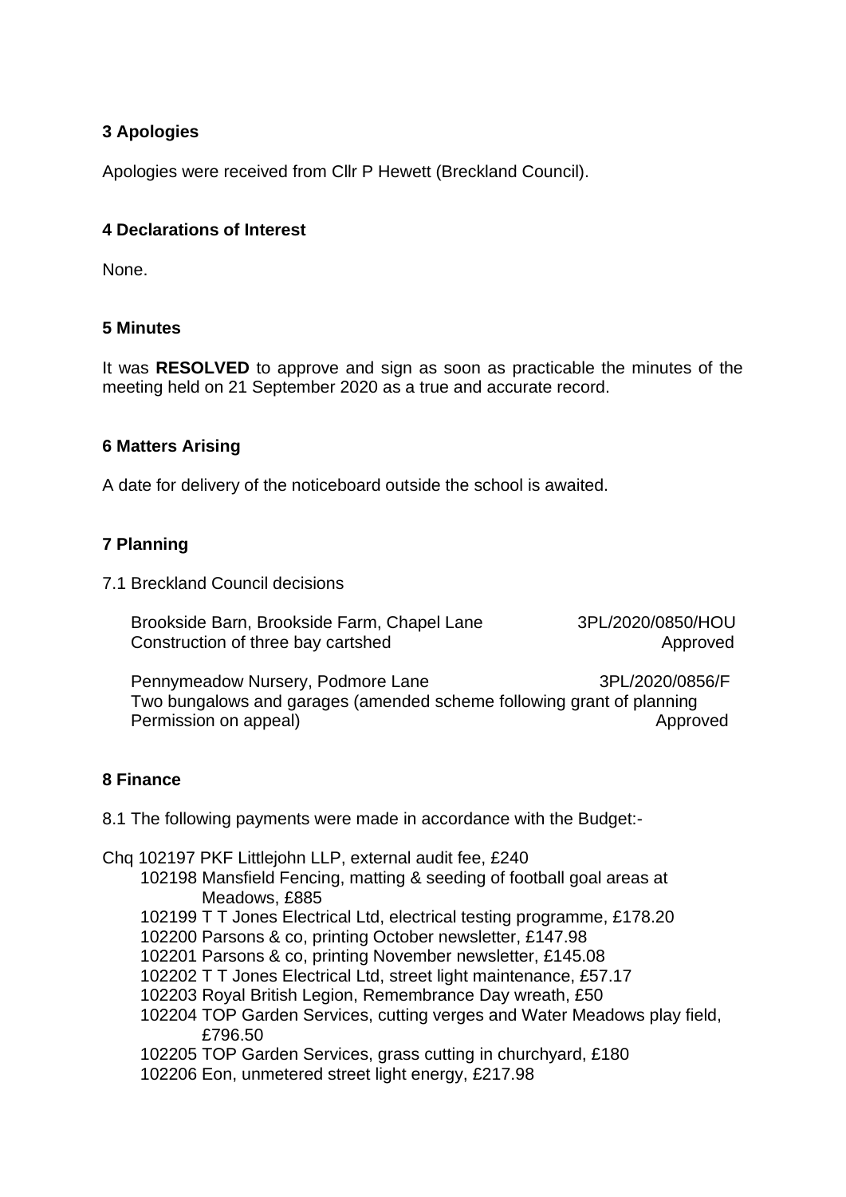## 3 Apologies

Apologies were received from Cllr P Hewett (Breckland Council).

## 4 Declarations of Interest

None.

## 5 Minutes

It was **RESOLVED** to approve and sign as soon as practicable the minutes of the meeting held on 21 September 2020 as a true and accurate record.

## 6 Matters Arising

A date for delivery of the noticeboard outside the school is awaited.

## 7 Planning

7.1 Breckland Council decisions

Brookside Barn, Brookside Farm, Chapel Lane — 3PL/2020/0850/HOU
Construction of three bay cartshed — Approved

Pennymeadow Nursery, Podmore Lane — 3PL/2020/0856/F
Two bungalows and garages (amended scheme following grant of planning Permission on appeal) — Approved

## 8 Finance

8.1 The following payments were made in accordance with the Budget:-

Chq 102197 PKF Littlejohn LLP, external audit fee, £240
102198 Mansfield Fencing, matting & seeding of football goal areas at Meadows, £885
102199 T T Jones Electrical Ltd, electrical testing programme, £178.20
102200 Parsons & co, printing October newsletter, £147.98
102201 Parsons & co, printing November newsletter, £145.08
102202 T T Jones Electrical Ltd, street light maintenance, £57.17
102203 Royal British Legion, Remembrance Day wreath, £50
102204 TOP Garden Services, cutting verges and Water Meadows play field, £796.50
102205 TOP Garden Services, grass cutting in churchyard, £180
102206 Eon, unmetered street light energy, £217.98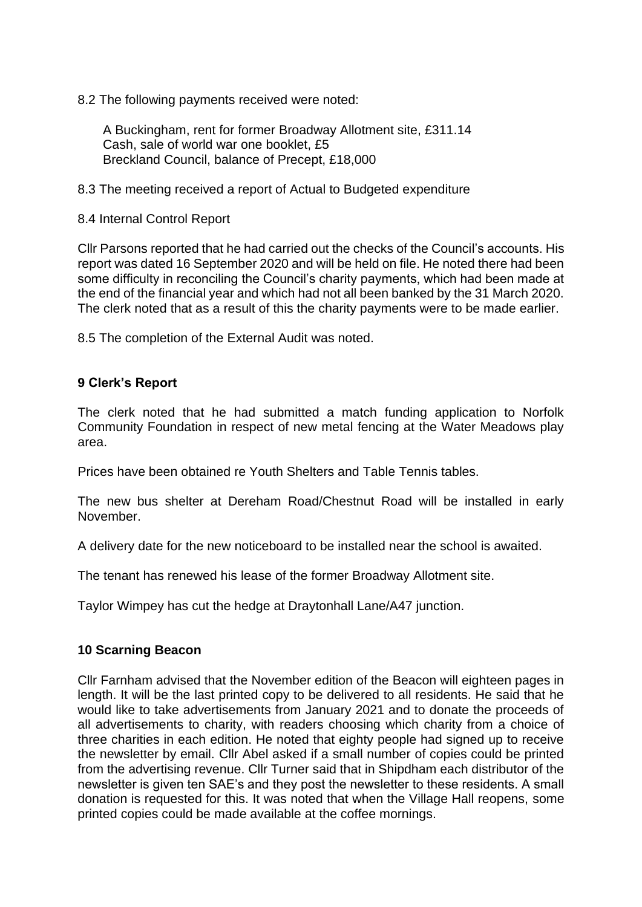8.2 The following payments received were noted:

A Buckingham, rent for former Broadway Allotment site, £311.14
Cash, sale of world war one booklet, £5
Breckland Council, balance of Precept, £18,000

8.3 The meeting received a report of Actual to Budgeted expenditure

8.4 Internal Control Report

Cllr Parsons reported that he had carried out the checks of the Council's accounts. His report was dated 16 September 2020 and will be held on file. He noted there had been some difficulty in reconciling the Council's charity payments, which had been made at the end of the financial year and which had not all been banked by the 31 March 2020. The clerk noted that as a result of this the charity payments were to be made earlier.

8.5 The completion of the External Audit was noted.

## 9 Clerk's Report

The clerk noted that he had submitted a match funding application to Norfolk Community Foundation in respect of new metal fencing at the Water Meadows play area.

Prices have been obtained re Youth Shelters and Table Tennis tables.

The new bus shelter at Dereham Road/Chestnut Road will be installed in early November.

A delivery date for the new noticeboard to be installed near the school is awaited.

The tenant has renewed his lease of the former Broadway Allotment site.

Taylor Wimpey has cut the hedge at Draytonhall Lane/A47 junction.

## 10 Scarning Beacon

Cllr Farnham advised that the November edition of the Beacon will eighteen pages in length. It will be the last printed copy to be delivered to all residents. He said that he would like to take advertisements from January 2021 and to donate the proceeds of all advertisements to charity, with readers choosing which charity from a choice of three charities in each edition. He noted that eighty people had signed up to receive the newsletter by email. Cllr Abel asked if a small number of copies could be printed from the advertising revenue. Cllr Turner said that in Shipdham each distributor of the newsletter is given ten SAE's and they post the newsletter to these residents. A small donation is requested for this. It was noted that when the Village Hall reopens, some printed copies could be made available at the coffee mornings.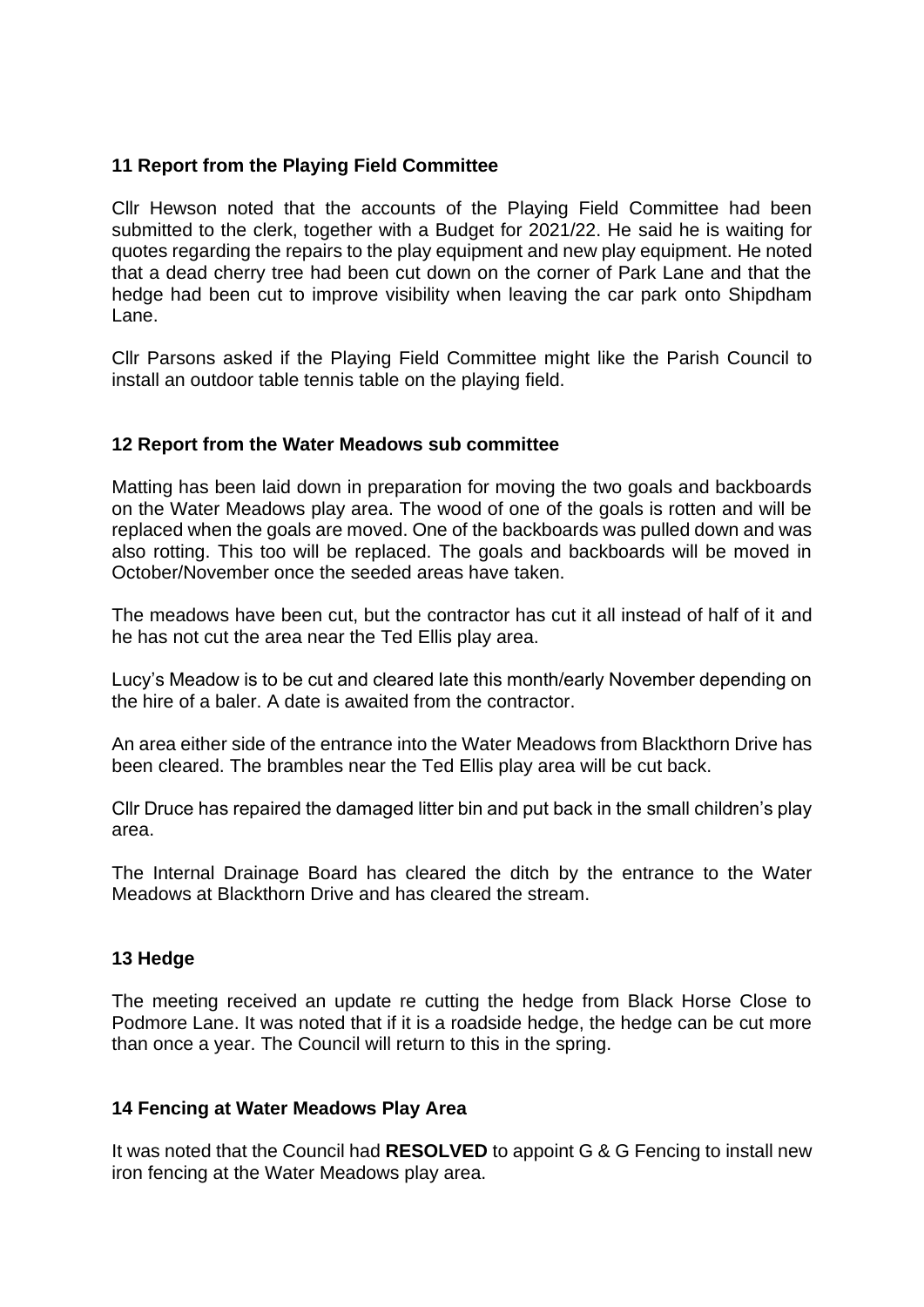### 11 Report from the Playing Field Committee

Cllr Hewson noted that the accounts of the Playing Field Committee had been submitted to the clerk, together with a Budget for 2021/22. He said he is waiting for quotes regarding the repairs to the play equipment and new play equipment. He noted that a dead cherry tree had been cut down on the corner of Park Lane and that the hedge had been cut to improve visibility when leaving the car park onto Shipdham Lane.

Cllr Parsons asked if the Playing Field Committee might like the Parish Council to install an outdoor table tennis table on the playing field.

### 12 Report from the Water Meadows sub committee

Matting has been laid down in preparation for moving the two goals and backboards on the Water Meadows play area. The wood of one of the goals is rotten and will be replaced when the goals are moved. One of the backboards was pulled down and was also rotting. This too will be replaced. The goals and backboards will be moved in October/November once the seeded areas have taken.

The meadows have been cut, but the contractor has cut it all instead of half of it and he has not cut the area near the Ted Ellis play area.

Lucy's Meadow is to be cut and cleared late this month/early November depending on the hire of a baler. A date is awaited from the contractor.

An area either side of the entrance into the Water Meadows from Blackthorn Drive has been cleared. The brambles near the Ted Ellis play area will be cut back.

Cllr Druce has repaired the damaged litter bin and put back in the small children's play area.

The Internal Drainage Board has cleared the ditch by the entrance to the Water Meadows at Blackthorn Drive and has cleared the stream.

### 13 Hedge

The meeting received an update re cutting the hedge from Black Horse Close to Podmore Lane. It was noted that if it is a roadside hedge, the hedge can be cut more than once a year. The Council will return to this in the spring.

### 14 Fencing at Water Meadows Play Area

It was noted that the Council had **RESOLVED** to appoint G & G Fencing to install new iron fencing at the Water Meadows play area.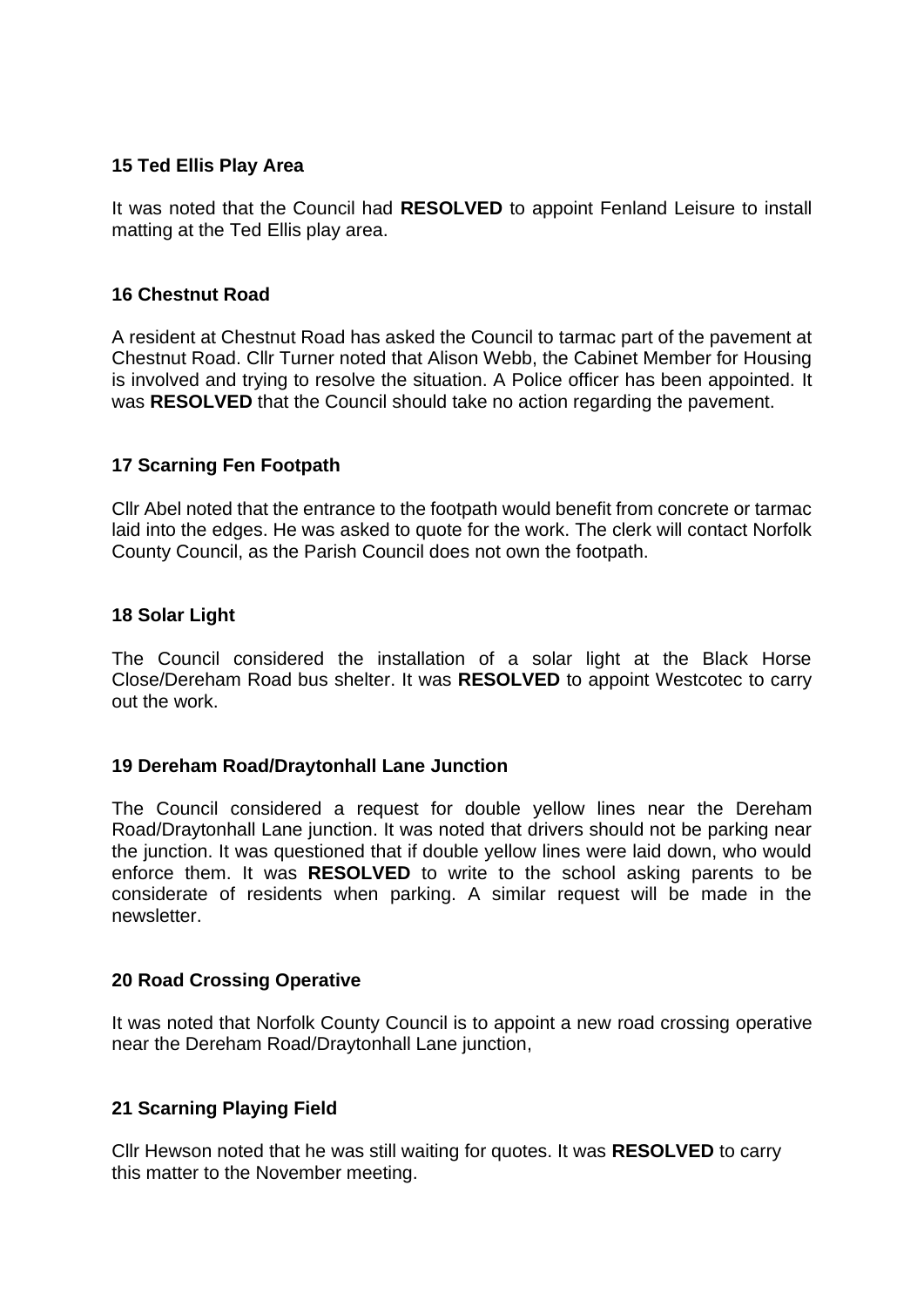**15 Ted Ellis Play Area**

It was noted that the Council had **RESOLVED** to appoint Fenland Leisure to install matting at the Ted Ellis play area.

**16 Chestnut Road**

A resident at Chestnut Road has asked the Council to tarmac part of the pavement at Chestnut Road. Cllr Turner noted that Alison Webb, the Cabinet Member for Housing is involved and trying to resolve the situation. A Police officer has been appointed. It was **RESOLVED** that the Council should take no action regarding the pavement.

**17 Scarning Fen Footpath**

Cllr Abel noted that the entrance to the footpath would benefit from concrete or tarmac laid into the edges. He was asked to quote for the work. The clerk will contact Norfolk County Council, as the Parish Council does not own the footpath.

**18 Solar Light**

The Council considered the installation of a solar light at the Black Horse Close/Dereham Road bus shelter. It was **RESOLVED** to appoint Westcotec to carry out the work.

**19 Dereham Road/Draytonhall Lane Junction**

The Council considered a request for double yellow lines near the Dereham Road/Draytonhall Lane junction. It was noted that drivers should not be parking near the junction. It was questioned that if double yellow lines were laid down, who would enforce them. It was **RESOLVED** to write to the school asking parents to be considerate of residents when parking. A similar request will be made in the newsletter.

**20 Road Crossing Operative**

It was noted that Norfolk County Council is to appoint a new road crossing operative near the Dereham Road/Draytonhall Lane junction,

**21 Scarning Playing Field**

Cllr Hewson noted that he was still waiting for quotes. It was **RESOLVED** to carry this matter to the November meeting.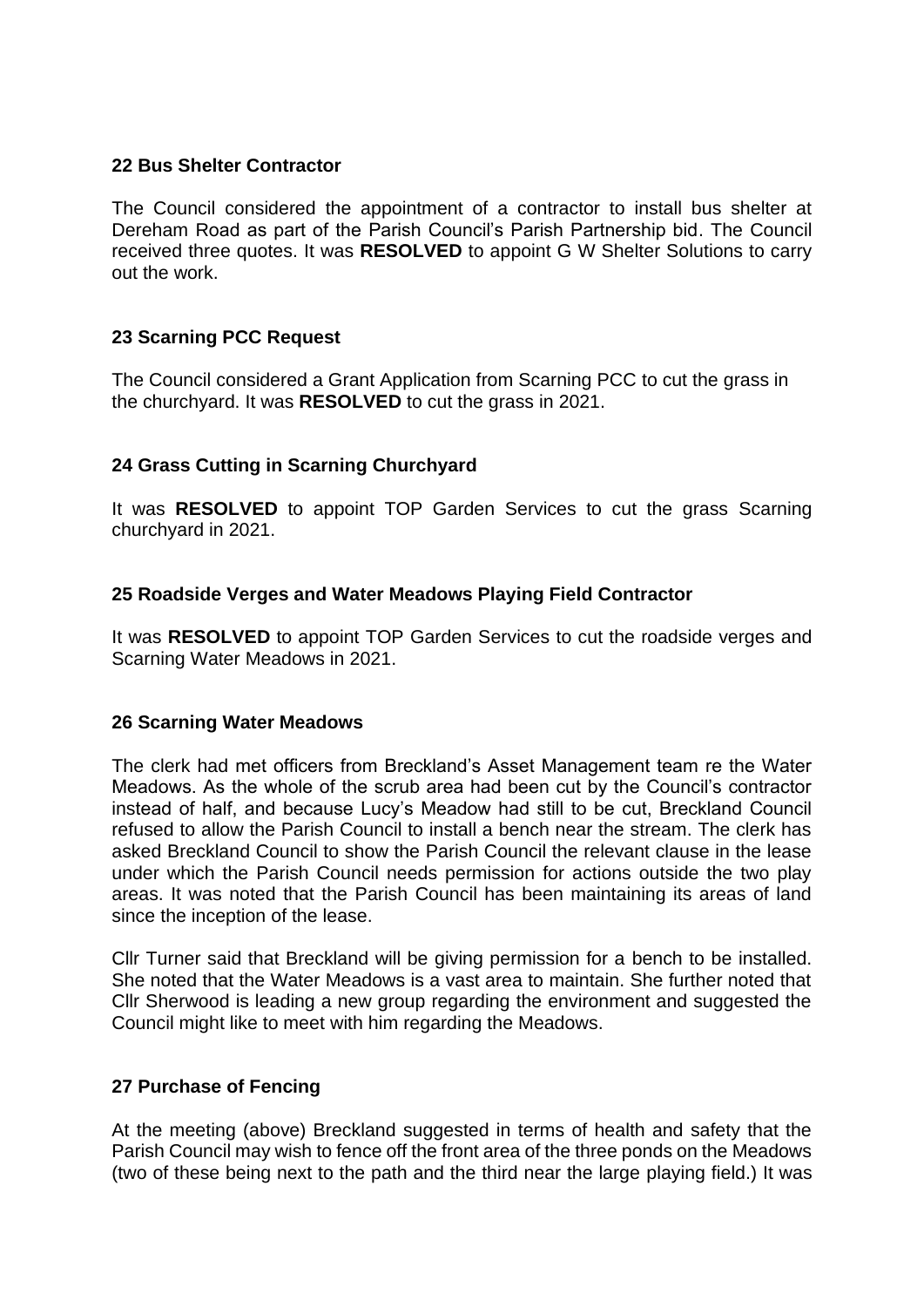**22 Bus Shelter Contractor**

The Council considered the appointment of a contractor to install bus shelter at Dereham Road as part of the Parish Council's Parish Partnership bid. The Council received three quotes. It was **RESOLVED** to appoint G W Shelter Solutions to carry out the work.

**23 Scarning PCC Request**

The Council considered a Grant Application from Scarning PCC to cut the grass in the churchyard. It was **RESOLVED** to cut the grass in 2021.

**24 Grass Cutting in Scarning Churchyard**

It was **RESOLVED** to appoint TOP Garden Services to cut the grass Scarning churchyard in 2021.

**25 Roadside Verges and Water Meadows Playing Field Contractor**

It was **RESOLVED** to appoint TOP Garden Services to cut the roadside verges and Scarning Water Meadows in 2021.

**26 Scarning Water Meadows**

The clerk had met officers from Breckland's Asset Management team re the Water Meadows. As the whole of the scrub area had been cut by the Council's contractor instead of half, and because Lucy's Meadow had still to be cut, Breckland Council refused to allow the Parish Council to install a bench near the stream. The clerk has asked Breckland Council to show the Parish Council the relevant clause in the lease under which the Parish Council needs permission for actions outside the two play areas. It was noted that the Parish Council has been maintaining its areas of land since the inception of the lease.

Cllr Turner said that Breckland will be giving permission for a bench to be installed. She noted that the Water Meadows is a vast area to maintain. She further noted that Cllr Sherwood is leading a new group regarding the environment and suggested the Council might like to meet with him regarding the Meadows.

**27 Purchase of Fencing**

At the meeting (above) Breckland suggested in terms of health and safety that the Parish Council may wish to fence off the front area of the three ponds on the Meadows (two of these being next to the path and the third near the large playing field.) It was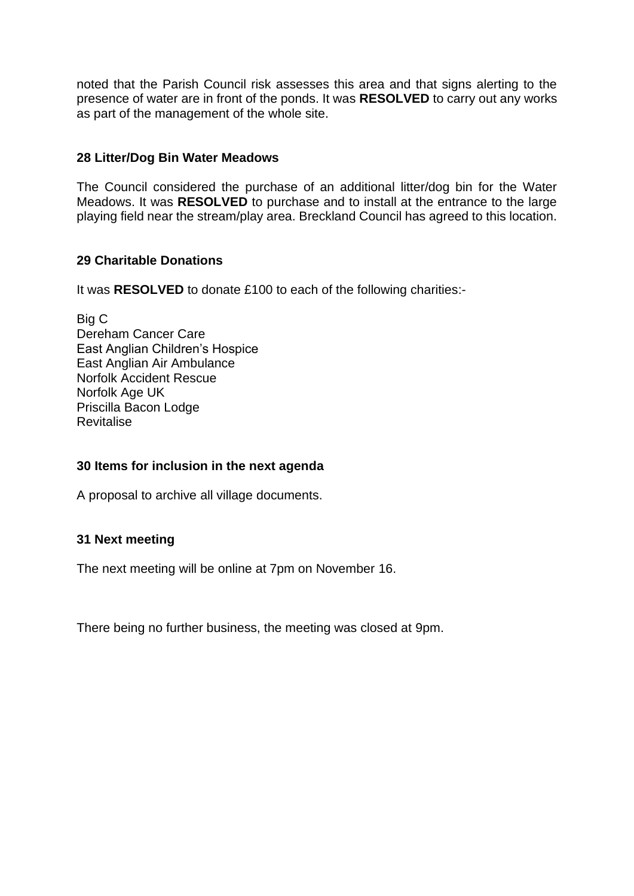noted that the Parish Council risk assesses this area and that signs alerting to the presence of water are in front of the ponds. It was **RESOLVED** to carry out any works as part of the management of the whole site.

### 28 Litter/Dog Bin Water Meadows

The Council considered the purchase of an additional litter/dog bin for the Water Meadows. It was **RESOLVED** to purchase and to install at the entrance to the large playing field near the stream/play area. Breckland Council has agreed to this location.

### 29 Charitable Donations

It was **RESOLVED** to donate £100 to each of the following charities:-

Big C
Dereham Cancer Care
East Anglian Children's Hospice
East Anglian Air Ambulance
Norfolk Accident Rescue
Norfolk Age UK
Priscilla Bacon Lodge
Revitalise

### 30 Items for inclusion in the next agenda

A proposal to archive all village documents.

### 31 Next meeting

The next meeting will be online at 7pm on November 16.

There being no further business, the meeting was closed at 9pm.